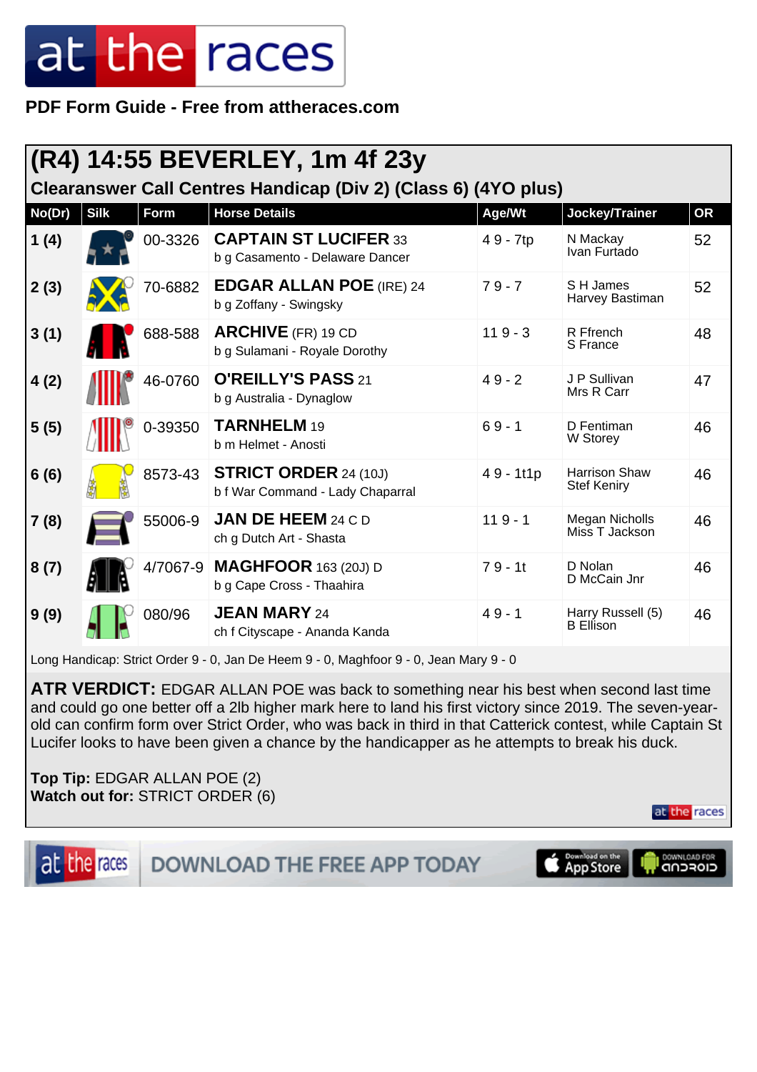# at the races

**PDF Form Guide - Free from attheraces.com**

## (R4) 14:55 BEVERLEY, 1m 4f 23y

### Clearanswer Call Centres Handicap (Div 2) (Class 6) (4YO plus)

| No(Dr) | Silk | Form | Horse Details | Age/Wt | Jockey/Trainer | OR |
|---|---|---|---|---|---|---|
| 1 (4) | | 00-3326 | **CAPTAIN ST LUCIFER** 33<br>b g Casamento - Delaware Dancer | 4 9 - 7tp | N Mackay<br>Ivan Furtado | 52 |
| 2 (3) | | 70-6882 | **EDGAR ALLAN POE** (IRE) 24<br>b g Zoffany - Swingsky | 7 9 - 7 | S H James<br>Harvey Bastiman | 52 |
| 3 (1) | | 688-588 | **ARCHIVE** (FR) 19 CD<br>b g Sulamani - Royale Dorothy | 11 9 - 3 | R Ffrench<br>S France | 48 |
| 4 (2) | | 46-0760 | **O'REILLY'S PASS** 21<br>b g Australia - Dynaglow | 4 9 - 2 | J P Sullivan<br>Mrs R Carr | 47 |
| 5 (5) | | 0-39350 | **TARNHELM** 19<br>b m Helmet - Anosti | 6 9 - 1 | D Fentiman<br>W Storey | 46 |
| 6 (6) | | 8573-43 | **STRICT ORDER** 24 (10J)<br>b f War Command - Lady Chaparral | 4 9 - 1t1p | Harrison Shaw<br>Stef Keniry | 46 |
| 7 (8) | | 55006-9 | **JAN DE HEEM** 24 C D<br>ch g Dutch Art - Shasta | 11 9 - 1 | Megan Nicholls<br>Miss T Jackson | 46 |
| 8 (7) | | 4/7067-9 | **MAGHFOOR** 163 (20J) D<br>b g Cape Cross - Thaahira | 7 9 - 1t | D Nolan<br>D McCain Jnr | 46 |
| 9 (9) | | 080/96 | **JEAN MARY** 24<br>ch f Cityscape - Ananda Kanda | 4 9 - 1 | Harry Russell (5)<br>B Ellison | 46 |

Long Handicap: Strict Order 9 - 0, Jan De Heem 9 - 0, Maghfoor 9 - 0, Jean Mary 9 - 0

**ATR VERDICT:** EDGAR ALLAN POE was back to something near his best when second last time and could go one better off a 2lb higher mark here to land his first victory since 2019. The seven-year-old can confirm form over Strict Order, who was back in third in that Catterick contest, while Captain St Lucifer looks to have been given a chance by the handicapper as he attempts to break his duck.

**Top Tip:** EDGAR ALLAN POE (2)
**Watch out for:** STRICT ORDER (6)

DOWNLOAD THE FREE APP TODAY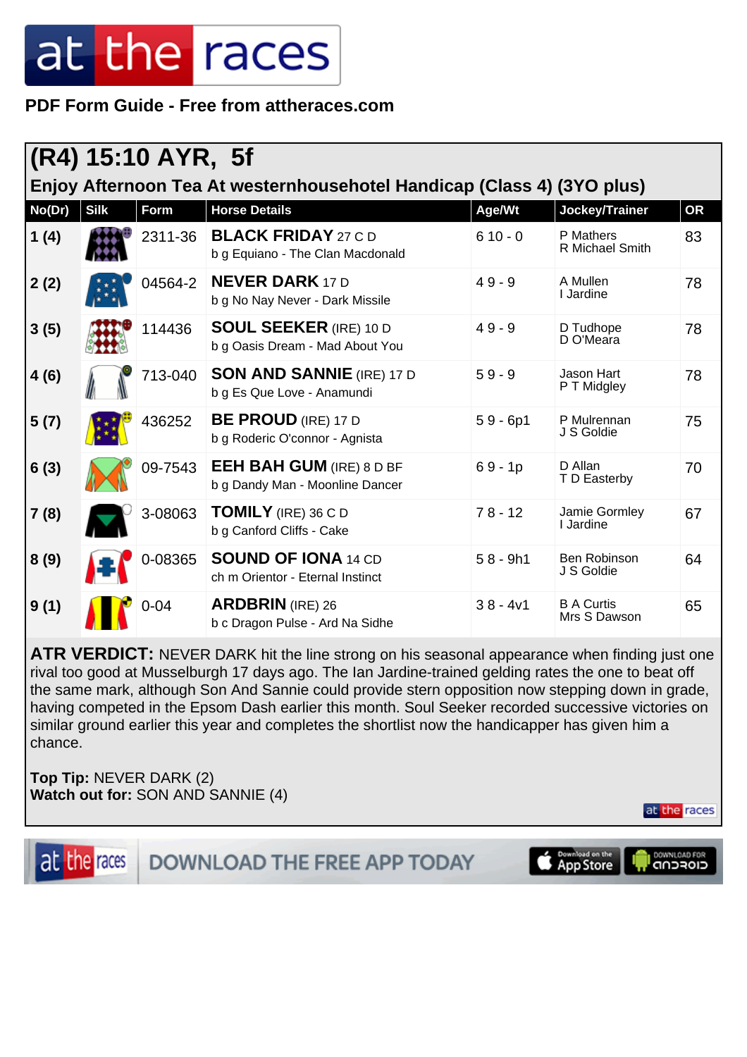at the races

**PDF Form Guide - Free from attheraces.com**

## (R4) 15:10 AYR, 5f

### Enjoy Afternoon Tea At westernhousehotel Handicap (Class 4) (3YO plus)

| No(Dr) | Silk | Form | Horse Details | Age/Wt | Jockey/Trainer | OR |
|---|---|---|---|---|---|---|
| 1 (4) | | 2311-36 | **BLACK FRIDAY** 27 C D<br>b g Equiano - The Clan Macdonald | 6 10 - 0 | P Mathers<br>R Michael Smith | 83 |
| 2 (2) | | 04564-2 | **NEVER DARK** 17 D<br>b g No Nay Never - Dark Missile | 4 9 - 9 | A Mullen<br>I Jardine | 78 |
| 3 (5) | | 114436 | **SOUL SEEKER** (IRE) 10 D<br>b g Oasis Dream - Mad About You | 4 9 - 9 | D Tudhope<br>D O'Meara | 78 |
| 4 (6) | | 713-040 | **SON AND SANNIE** (IRE) 17 D<br>b g Es Que Love - Anamundi | 5 9 - 9 | Jason Hart<br>P T Midgley | 78 |
| 5 (7) | | 436252 | **BE PROUD** (IRE) 17 D<br>b g Roderic O'connor - Agnista | 5 9 - 6p1 | P Mulrennan<br>J S Goldie | 75 |
| 6 (3) | | 09-7543 | **EEH BAH GUM** (IRE) 8 D BF<br>b g Dandy Man - Moonline Dancer | 6 9 - 1p | D Allan<br>T D Easterby | 70 |
| 7 (8) | | 3-08063 | **TOMILY** (IRE) 36 C D<br>b g Canford Cliffs - Cake | 7 8 - 12 | Jamie Gormley<br>I Jardine | 67 |
| 8 (9) | | 0-08365 | **SOUND OF IONA** 14 CD<br>ch m Orientor - Eternal Instinct | 5 8 - 9h1 | Ben Robinson<br>J S Goldie | 64 |
| 9 (1) | | 0-04 | **ARDBRIN** (IRE) 26<br>b c Dragon Pulse - Ard Na Sidhe | 3 8 - 4v1 | B A Curtis<br>Mrs S Dawson | 65 |

**ATR VERDICT:** NEVER DARK hit the line strong on his seasonal appearance when finding just one rival too good at Musselburgh 17 days ago. The Ian Jardine-trained gelding rates the one to beat off the same mark, although Son And Sannie could provide stern opposition now stepping down in grade, having competed in the Epsom Dash earlier this month. Soul Seeker recorded successive victories on similar ground earlier this year and completes the shortlist now the handicapper has given him a chance.

**Top Tip:** NEVER DARK (2)
**Watch out for:** SON AND SANNIE (4)

DOWNLOAD THE FREE APP TODAY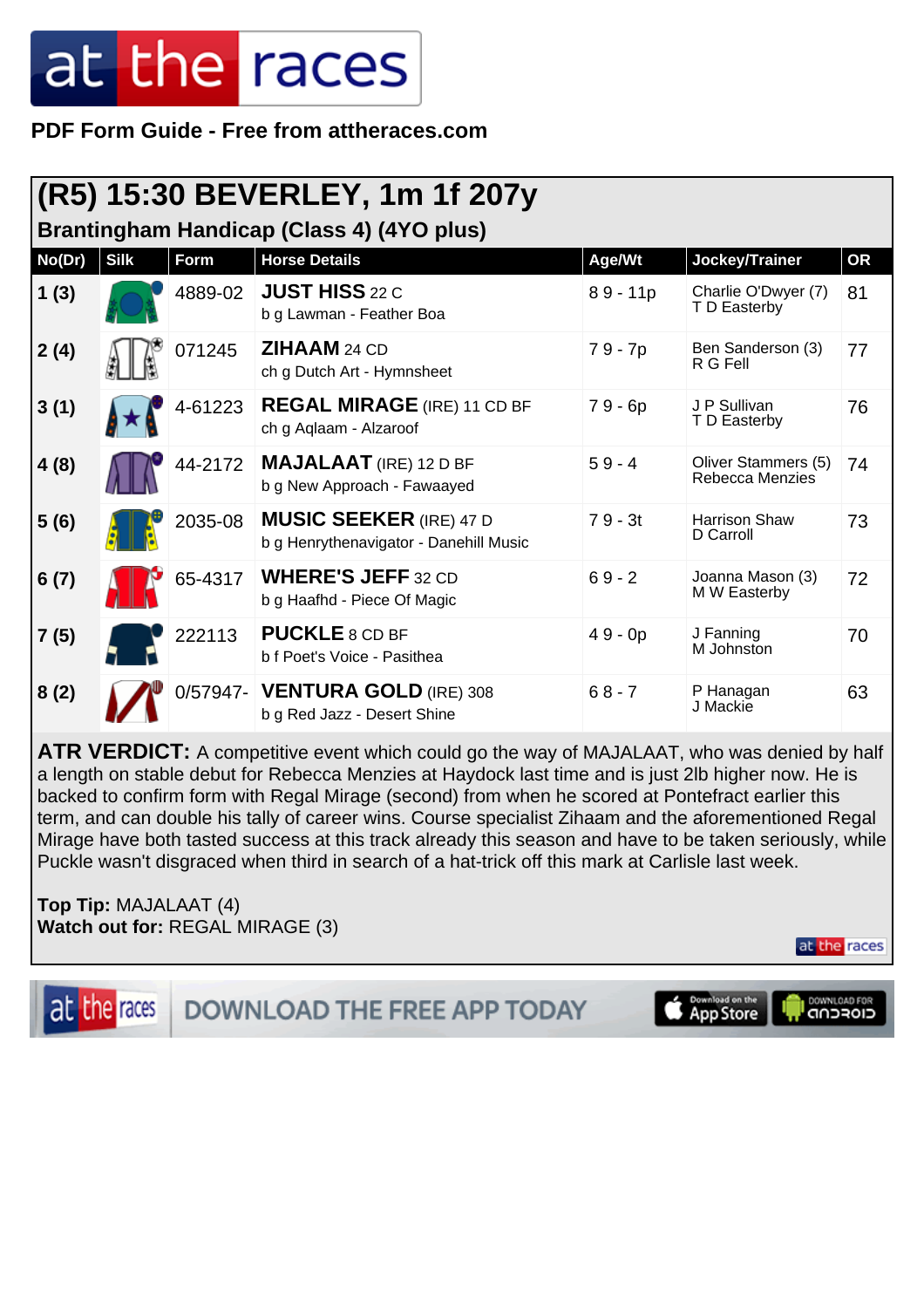PDF Form Guide - Free from attheraces.com

# (R5) 15:30 BEVERLEY, 1m 1f 207y

## Brantingham Handicap (Class 4) (4YO plus)

| No(Dr) | Silk | Form | Horse Details | Age/Wt | Jockey/Trainer | OR |
|---|---|---|---|---|---|---|
| 1 (3) | | 4889-02 | **JUST HISS** 22 C<br>b g Lawman - Feather Boa | 8 9 - 11p | Charlie O'Dwyer (7)<br>T D Easterby | 81 |
| 2 (4) | | 071245 | **ZIHAAM** 24 CD<br>ch g Dutch Art - Hymnsheet | 7 9 - 7p | Ben Sanderson (3)<br>R G Fell | 77 |
| 3 (1) | | 4-61223 | **REGAL MIRAGE** (IRE) 11 CD BF<br>ch g Aqlaam - Alzaroof | 7 9 - 6p | J P Sullivan<br>T D Easterby | 76 |
| 4 (8) | | 44-2172 | **MAJALAAT** (IRE) 12 D BF<br>b g New Approach - Fawaayed | 5 9 - 4 | Oliver Stammers (5)<br>Rebecca Menzies | 74 |
| 5 (6) | | 2035-08 | **MUSIC SEEKER** (IRE) 47 D<br>b g Henrythenavigator - Danehill Music | 7 9 - 3t | Harrison Shaw<br>D Carroll | 73 |
| 6 (7) | | 65-4317 | **WHERE'S JEFF** 32 CD<br>b g Haafhd - Piece Of Magic | 6 9 - 2 | Joanna Mason (3)<br>M W Easterby | 72 |
| 7 (5) | | 222113 | **PUCKLE** 8 CD BF<br>b f Poet's Voice - Pasithea | 4 9 - 0p | J Fanning<br>M Johnston | 70 |
| 8 (2) | | 0/57947- | **VENTURA GOLD** (IRE) 308<br>b g Red Jazz - Desert Shine | 6 8 - 7 | P Hanagan<br>J Mackie | 63 |

**ATR VERDICT:** A competitive event which could go the way of MAJALAAT, who was denied by half a length on stable debut for Rebecca Menzies at Haydock last time and is just 2lb higher now. He is backed to confirm form with Regal Mirage (second) from when he scored at Pontefract earlier this term, and can double his tally of career wins. Course specialist Zihaam and the aforementioned Regal Mirage have both tasted success at this track already this season and have to be taken seriously, while Puckle wasn't disgraced when third in search of a hat-trick off this mark at Carlisle last week.

**Top Tip:** MAJALAAT (4)
**Watch out for:** REGAL MIRAGE (3)

DOWNLOAD THE FREE APP TODAY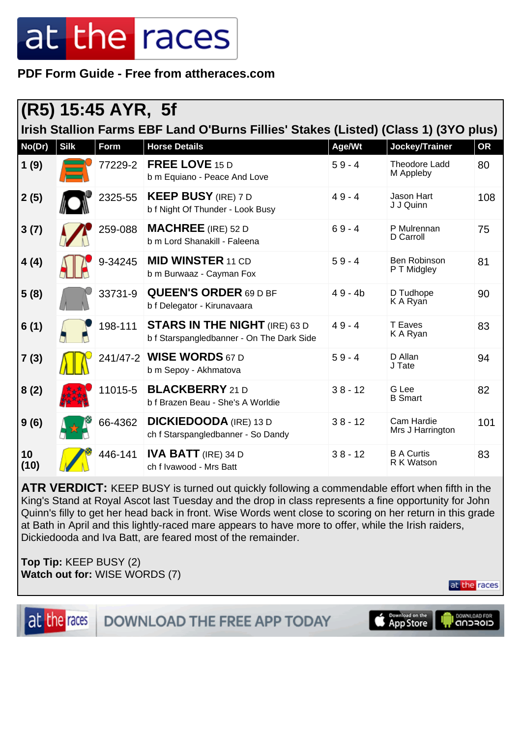# (R5) 15:45 AYR, 5f

## Irish Stallion Farms EBF Land O'Burns Fillies' Stakes (Listed) (Class 1) (3YO plus)

| No(Dr) | Silk | Form | Horse Details | Age/Wt | Jockey/Trainer | OR |
|---|---|---|---|---|---|---|
| 1 (9) | | 77229-2 | **FREE LOVE** 15 D<br>b m Equiano - Peace And Love | 5 9 - 4 | Theodore Ladd<br>M Appleby | 80 |
| 2 (5) | | 2325-55 | **KEEP BUSY** (IRE) 7 D<br>b f Night Of Thunder - Look Busy | 4 9 - 4 | Jason Hart<br>J J Quinn | 108 |
| 3 (7) | | 259-088 | **MACHREE** (IRE) 52 D<br>b m Lord Shanakill - Faleena | 6 9 - 4 | P Mulrennan<br>D Carroll | 75 |
| 4 (4) | | 9-34245 | **MID WINSTER** 11 CD<br>b m Burwaaz - Cayman Fox | 5 9 - 4 | Ben Robinson<br>P T Midgley | 81 |
| 5 (8) | | 33731-9 | **QUEEN'S ORDER** 69 D BF<br>b f Delegator - Kirunavaara | 4 9 - 4b | D Tudhope<br>K A Ryan | 90 |
| 6 (1) | | 198-111 | **STARS IN THE NIGHT** (IRE) 63 D<br>b f Starspangledbanner - On The Dark Side | 4 9 - 4 | T Eaves<br>K A Ryan | 83 |
| 7 (3) | | 241/47-2 | **WISE WORDS** 67 D<br>b m Sepoy - Akhmatova | 5 9 - 4 | D Allan<br>J Tate | 94 |
| 8 (2) | | 11015-5 | **BLACKBERRY** 21 D<br>b f Brazen Beau - She's A Worldie | 3 8 - 12 | G Lee<br>B Smart | 82 |
| 9 (6) | | 66-4362 | **DICKIEDOODA** (IRE) 13 D<br>ch f Starspangledbanner - So Dandy | 3 8 - 12 | Cam Hardie<br>Mrs J Harrington | 101 |
| 10 (10) | | 446-141 | **IVA BATT** (IRE) 34 D<br>ch f Ivawood - Mrs Batt | 3 8 - 12 | B A Curtis<br>R K Watson | 83 |

**ATR VERDICT:** KEEP BUSY is turned out quickly following a commendable effort when fifth in the King's Stand at Royal Ascot last Tuesday and the drop in class represents a fine opportunity for John Quinn's filly to get her head back in front. Wise Words went close to scoring on her return in this grade at Bath in April and this lightly-raced mare appears to have more to offer, while the Irish raiders, Dickiedooda and Iva Batt, are feared most of the remainder.

**Top Tip:** KEEP BUSY (2)
**Watch out for:** WISE WORDS (7)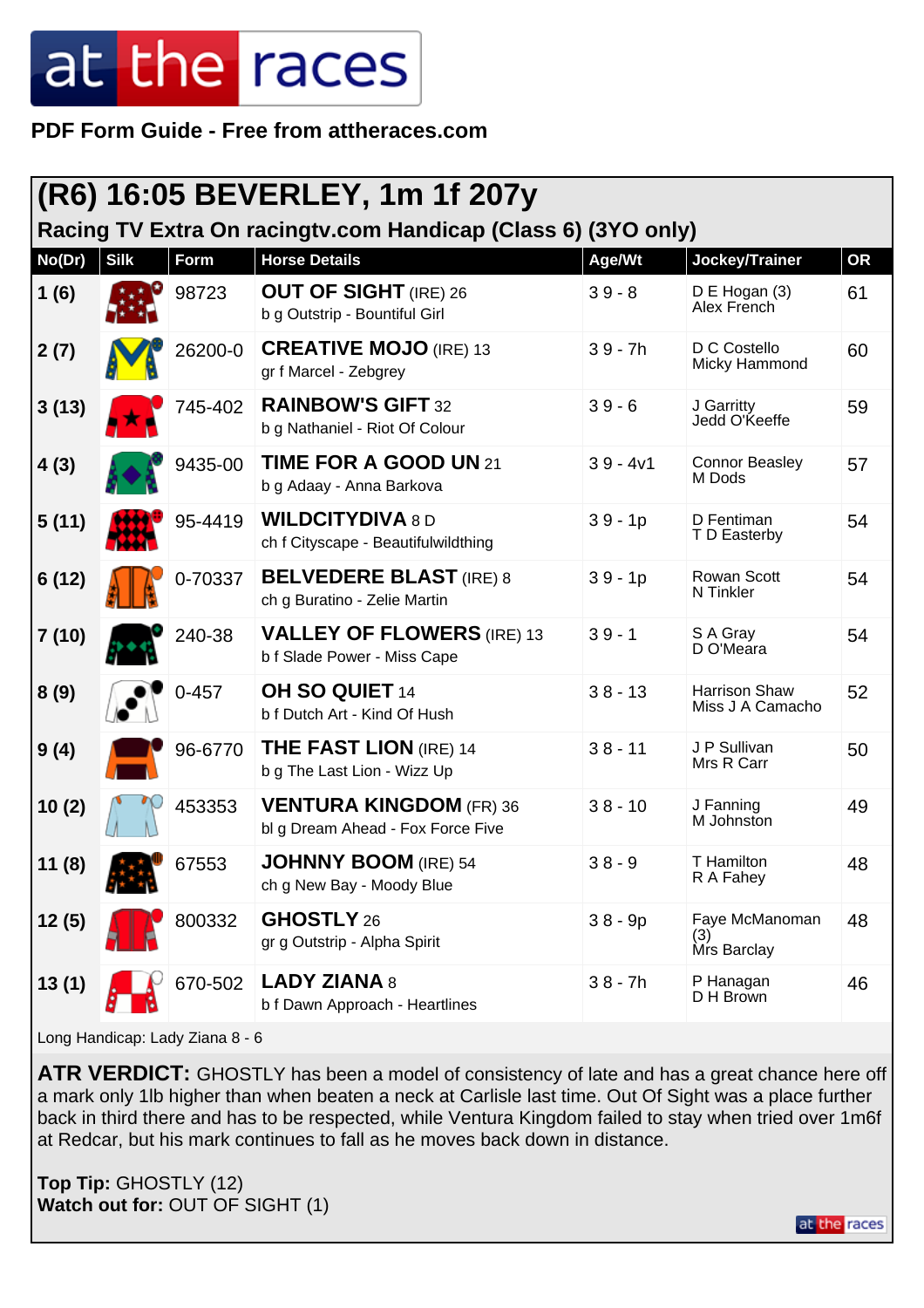## (R6) 16:05 BEVERLEY, 1m 1f 207y

### Racing TV Extra On racingtv.com Handicap (Class 6) (3YO only)

| No(Dr) | Silk | Form | Horse Details | Age/Wt | Jockey/Trainer | OR |
|---|---|---|---|---|---|---|
| 1 (6) | | 98723 | **OUT OF SIGHT** (IRE) 26<br>b g Outstrip - Bountiful Girl | 3 9 - 8 | D E Hogan (3)<br>Alex French | 61 |
| 2 (7) | | 26200-0 | **CREATIVE MOJO** (IRE) 13<br>gr f Marcel - Zebgrey | 3 9 - 7h | D C Costello<br>Micky Hammond | 60 |
| 3 (13) | | 745-402 | **RAINBOW'S GIFT** 32<br>b g Nathaniel - Riot Of Colour | 3 9 - 6 | J Garritty<br>Jedd O'Keeffe | 59 |
| 4 (3) | | 9435-00 | **TIME FOR A GOOD UN** 21<br>b g Adaay - Anna Barkova | 3 9 - 4v1 | Connor Beasley<br>M Dods | 57 |
| 5 (11) | | 95-4419 | **WILDCITYDIVA** 8 D<br>ch f Cityscape - Beautifulwildthing | 3 9 - 1p | D Fentiman<br>T D Easterby | 54 |
| 6 (12) | | 0-70337 | **BELVEDERE BLAST** (IRE) 8<br>ch g Buratino - Zelie Martin | 3 9 - 1p | Rowan Scott<br>N Tinkler | 54 |
| 7 (10) | | 240-38 | **VALLEY OF FLOWERS** (IRE) 13<br>b f Slade Power - Miss Cape | 3 9 - 1 | S A Gray<br>D O'Meara | 54 |
| 8 (9) | | 0-457 | **OH SO QUIET** 14<br>b f Dutch Art - Kind Of Hush | 3 8 - 13 | Harrison Shaw<br>Miss J A Camacho | 52 |
| 9 (4) | | 96-6770 | **THE FAST LION** (IRE) 14<br>b g The Last Lion - Wizz Up | 3 8 - 11 | J P Sullivan<br>Mrs R Carr | 50 |
| 10 (2) | | 453353 | **VENTURA KINGDOM** (FR) 36<br>bl g Dream Ahead - Fox Force Five | 3 8 - 10 | J Fanning<br>M Johnston | 49 |
| 11 (8) | | 67553 | **JOHNNY BOOM** (IRE) 54<br>ch g New Bay - Moody Blue | 3 8 - 9 | T Hamilton<br>R A Fahey | 48 |
| 12 (5) | | 800332 | **GHOSTLY** 26<br>gr g Outstrip - Alpha Spirit | 3 8 - 9p | Faye McManoman (3)<br>Mrs Barclay | 48 |
| 13 (1) | | 670-502 | **LADY ZIANA** 8<br>b f Dawn Approach - Heartlines | 3 8 - 7h | P Hanagan<br>D H Brown | 46 |

Long Handicap: Lady Ziana 8 - 6

**ATR VERDICT:** GHOSTLY has been a model of consistency of late and has a great chance here off a mark only 1lb higher than when beaten a neck at Carlisle last time. Out Of Sight was a place further back in third there and has to be respected, while Ventura Kingdom failed to stay when tried over 1m6f at Redcar, but his mark continues to fall as he moves back down in distance.

**Top Tip:** GHOSTLY (12)
**Watch out for:** OUT OF SIGHT (1)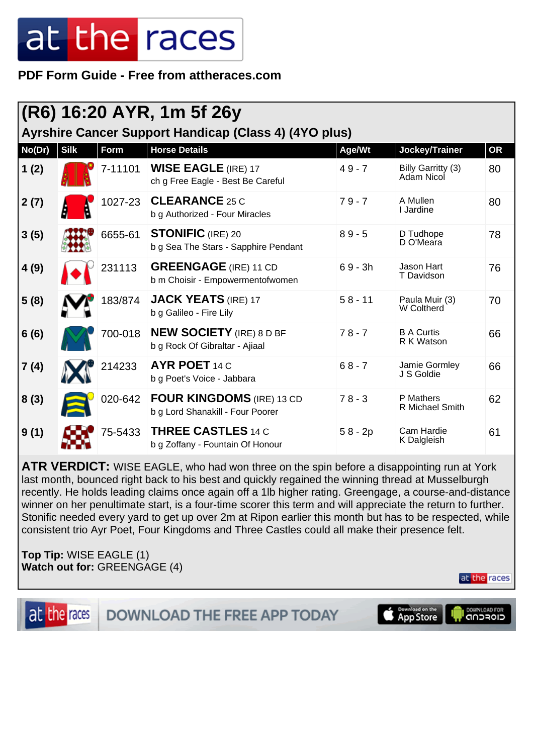PDF Form Guide - Free from attheraces.com

## (R6) 16:20 AYR, 1m 5f 26y

### Ayrshire Cancer Support Handicap (Class 4) (4YO plus)

| No(Dr) | Silk | Form | Horse Details | Age/Wt | Jockey/Trainer | OR |
|---|---|---|---|---|---|---|
| 1 (2) | | 7-11101 | **WISE EAGLE** (IRE) 17<br>ch g Free Eagle - Best Be Careful | 4 9 - 7 | Billy Garritty (3)<br>Adam Nicol | 80 |
| 2 (7) | | 1027-23 | **CLEARANCE** 25 C<br>b g Authorized - Four Miracles | 7 9 - 7 | A Mullen<br>I Jardine | 80 |
| 3 (5) | | 6655-61 | **STONIFIC** (IRE) 20<br>b g Sea The Stars - Sapphire Pendant | 8 9 - 5 | D Tudhope<br>D O'Meara | 78 |
| 4 (9) | | 231113 | **GREENGAGE** (IRE) 11 CD<br>b m Choisir - Empowermentofwomen | 6 9 - 3h | Jason Hart<br>T Davidson | 76 |
| 5 (8) | | 183/874 | **JACK YEATS** (IRE) 17<br>b g Galileo - Fire Lily | 5 8 - 11 | Paula Muir (3)<br>W Coltherd | 70 |
| 6 (6) | | 700-018 | **NEW SOCIETY** (IRE) 8 D BF<br>b g Rock Of Gibraltar - Ajiaal | 7 8 - 7 | B A Curtis<br>R K Watson | 66 |
| 7 (4) | | 214233 | **AYR POET** 14 C<br>b g Poet's Voice - Jabbara | 6 8 - 7 | Jamie Gormley<br>J S Goldie | 66 |
| 8 (3) | | 020-642 | **FOUR KINGDOMS** (IRE) 13 CD<br>b g Lord Shanakill - Four Poorer | 7 8 - 3 | P Mathers<br>R Michael Smith | 62 |
| 9 (1) | | 75-5433 | **THREE CASTLES** 14 C<br>b g Zoffany - Fountain Of Honour | 5 8 - 2p | Cam Hardie<br>K Dalgleish | 61 |

**ATR VERDICT:** WISE EAGLE, who had won three on the spin before a disappointing run at York last month, bounced right back to his best and quickly regained the winning thread at Musselburgh recently. He holds leading claims once again off a 1lb higher rating. Greengage, a course-and-distance winner on her penultimate start, is a four-time scorer this term and will appreciate the return to further. Stonific needed every yard to get up over 2m at Ripon earlier this month but has to be respected, while consistent trio Ayr Poet, Four Kingdoms and Three Castles could all make their presence felt.

**Top Tip:** WISE EAGLE (1)
**Watch out for:** GREENGAGE (4)

DOWNLOAD THE FREE APP TODAY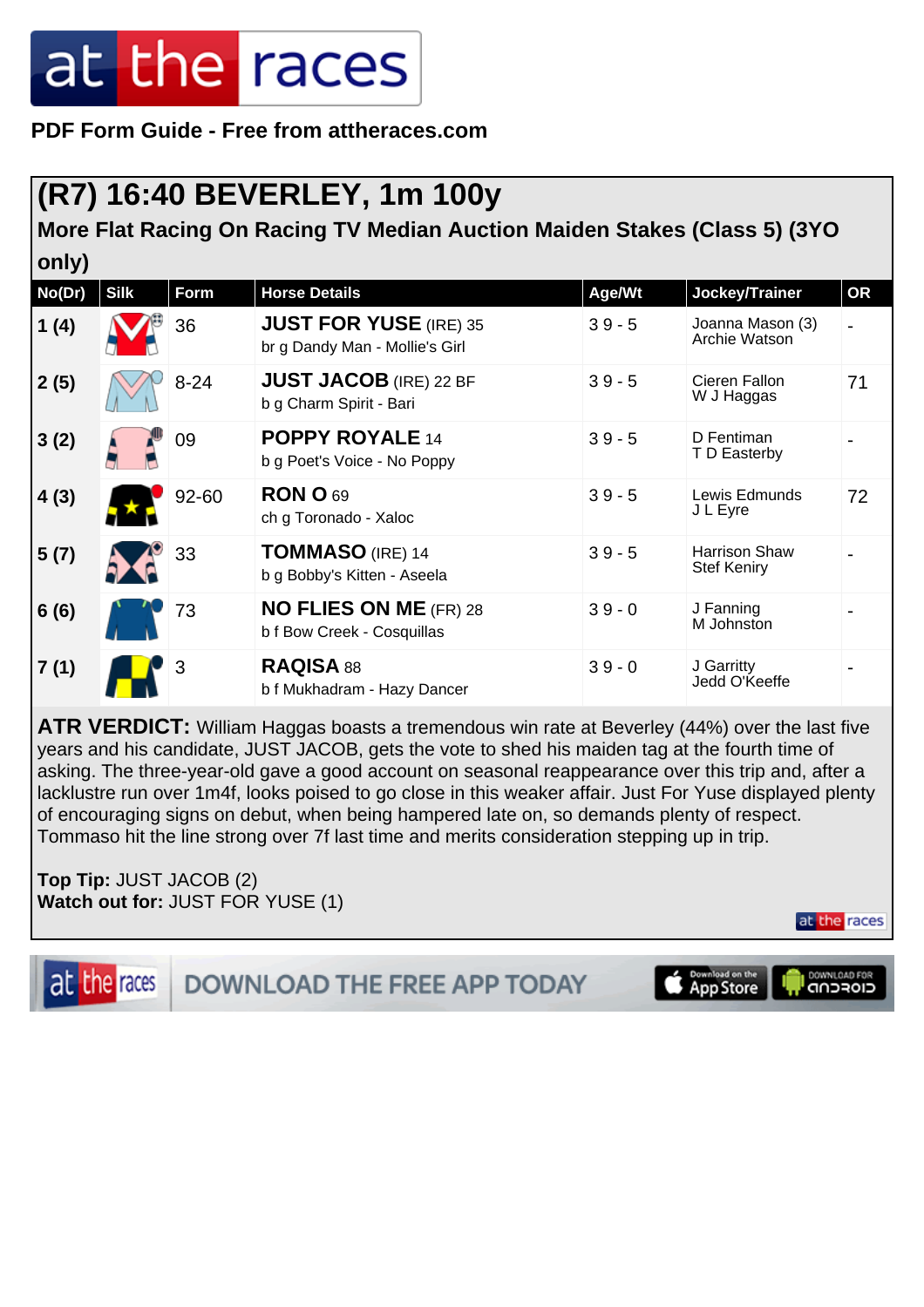# at the races

**PDF Form Guide - Free from attheraces.com**

## (R7) 16:40 BEVERLEY, 1m 100y

### More Flat Racing On Racing TV Median Auction Maiden Stakes (Class 5) (3YO only)

| No(Dr) | Silk | Form | Horse Details | Age/Wt | Jockey/Trainer | OR |
|---|---|---|---|---|---|---|
| 1 (4) | | 36 | **JUST FOR YUSE** (IRE) 35<br>br g Dandy Man - Mollie's Girl | 3 9 - 5 | Joanna Mason (3)<br>Archie Watson | - |
| 2 (5) | | 8-24 | **JUST JACOB** (IRE) 22 BF<br>b g Charm Spirit - Bari | 3 9 - 5 | Cieren Fallon<br>W J Haggas | 71 |
| 3 (2) | | 09 | **POPPY ROYALE** 14<br>b g Poet's Voice - No Poppy | 3 9 - 5 | D Fentiman<br>T D Easterby | - |
| 4 (3) | | 92-60 | **RON O** 69<br>ch g Toronado - Xaloc | 3 9 - 5 | Lewis Edmunds<br>J L Eyre | 72 |
| 5 (7) | | 33 | **TOMMASO** (IRE) 14<br>b g Bobby's Kitten - Aseela | 3 9 - 5 | Harrison Shaw<br>Stef Keniry | - |
| 6 (6) | | 73 | **NO FLIES ON ME** (FR) 28<br>b f Bow Creek - Cosquillas | 3 9 - 0 | J Fanning<br>M Johnston | - |
| 7 (1) | | 3 | **RAQISA** 88<br>b f Mukhadram - Hazy Dancer | 3 9 - 0 | J Garritty<br>Jedd O'Keeffe | - |

**ATR VERDICT:** William Haggas boasts a tremendous win rate at Beverley (44%) over the last five years and his candidate, JUST JACOB, gets the vote to shed his maiden tag at the fourth time of asking. The three-year-old gave a good account on seasonal reappearance over this trip and, after a lacklustre run over 1m4f, looks poised to go close in this weaker affair. Just For Yuse displayed plenty of encouraging signs on debut, when being hampered late on, so demands plenty of respect. Tommaso hit the line strong over 7f last time and merits consideration stepping up in trip.

**Top Tip:** JUST JACOB (2)
**Watch out for:** JUST FOR YUSE (1)

DOWNLOAD THE FREE APP TODAY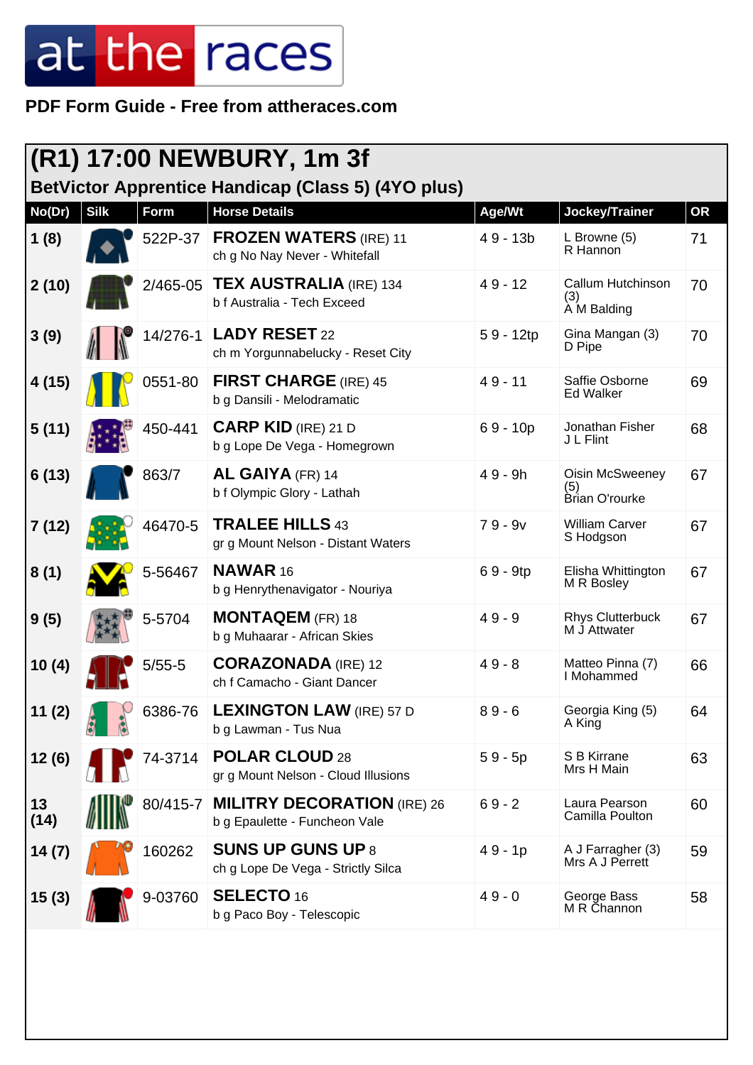# at the races

**PDF Form Guide - Free from attheraces.com**

## (R1) 17:00 NEWBURY, 1m 3f

### BetVictor Apprentice Handicap (Class 5) (4YO plus)

| No(Dr) | Silk | Form | Horse Details | Age/Wt | Jockey/Trainer | OR |
|---|---|---|---|---|---|---|
| 1 (8) | | 522P-37 | **FROZEN WATERS** (IRE) 11<br>ch g No Nay Never - Whitefall | 4 9 - 13b | L Browne (5)<br>R Hannon | 71 |
| 2 (10) | | 2/465-05 | **TEX AUSTRALIA** (IRE) 134<br>b f Australia - Tech Exceed | 4 9 - 12 | Callum Hutchinson (3)<br>A M Balding | 70 |
| 3 (9) | | 14/276-1 | **LADY RESET** 22<br>ch m Yorgunnabelucky - Reset City | 5 9 - 12tp | Gina Mangan (3)<br>D Pipe | 70 |
| 4 (15) | | 0551-80 | **FIRST CHARGE** (IRE) 45<br>b g Dansili - Melodramatic | 4 9 - 11 | Saffie Osborne<br>Ed Walker | 69 |
| 5 (11) | | 450-441 | **CARP KID** (IRE) 21 D<br>b g Lope De Vega - Homegrown | 6 9 - 10p | Jonathan Fisher<br>J L Flint | 68 |
| 6 (13) | | 863/7 | **AL GAIYA** (FR) 14<br>b f Olympic Glory - Lathah | 4 9 - 9h | Oisin McSweeney (5)<br>Brian O'rourke | 67 |
| 7 (12) | | 46470-5 | **TRALEE HILLS** 43<br>gr g Mount Nelson - Distant Waters | 7 9 - 9v | William Carver<br>S Hodgson | 67 |
| 8 (1) | | 5-56467 | **NAWAR** 16<br>b g Henrythenavigator - Nouriya | 6 9 - 9tp | Elisha Whittington<br>M R Bosley | 67 |
| 9 (5) | | 5-5704 | **MONTAQEM** (FR) 18<br>b g Muhaarar - African Skies | 4 9 - 9 | Rhys Clutterbuck<br>M J Attwater | 67 |
| 10 (4) | | 5/55-5 | **CORAZONADA** (IRE) 12<br>ch f Camacho - Giant Dancer | 4 9 - 8 | Matteo Pinna (7)<br>I Mohammed | 66 |
| 11 (2) | | 6386-76 | **LEXINGTON LAW** (IRE) 57 D<br>b g Lawman - Tus Nua | 8 9 - 6 | Georgia King (5)<br>A King | 64 |
| 12 (6) | | 74-3714 | **POLAR CLOUD** 28<br>gr g Mount Nelson - Cloud Illusions | 5 9 - 5p | S B Kirrane<br>Mrs H Main | 63 |
| 13 (14) | | 80/415-7 | **MILITRY DECORATION** (IRE) 26<br>b g Epaulette - Funcheon Vale | 6 9 - 2 | Laura Pearson<br>Camilla Poulton | 60 |
| 14 (7) | | 160262 | **SUNS UP GUNS UP** 8<br>ch g Lope De Vega - Strictly Silca | 4 9 - 1p | A J Farragher (3)<br>Mrs A J Perrett | 59 |
| 15 (3) | | 9-03760 | **SELECTO** 16<br>b g Paco Boy - Telescopic | 4 9 - 0 | George Bass<br>M R Channon | 58 |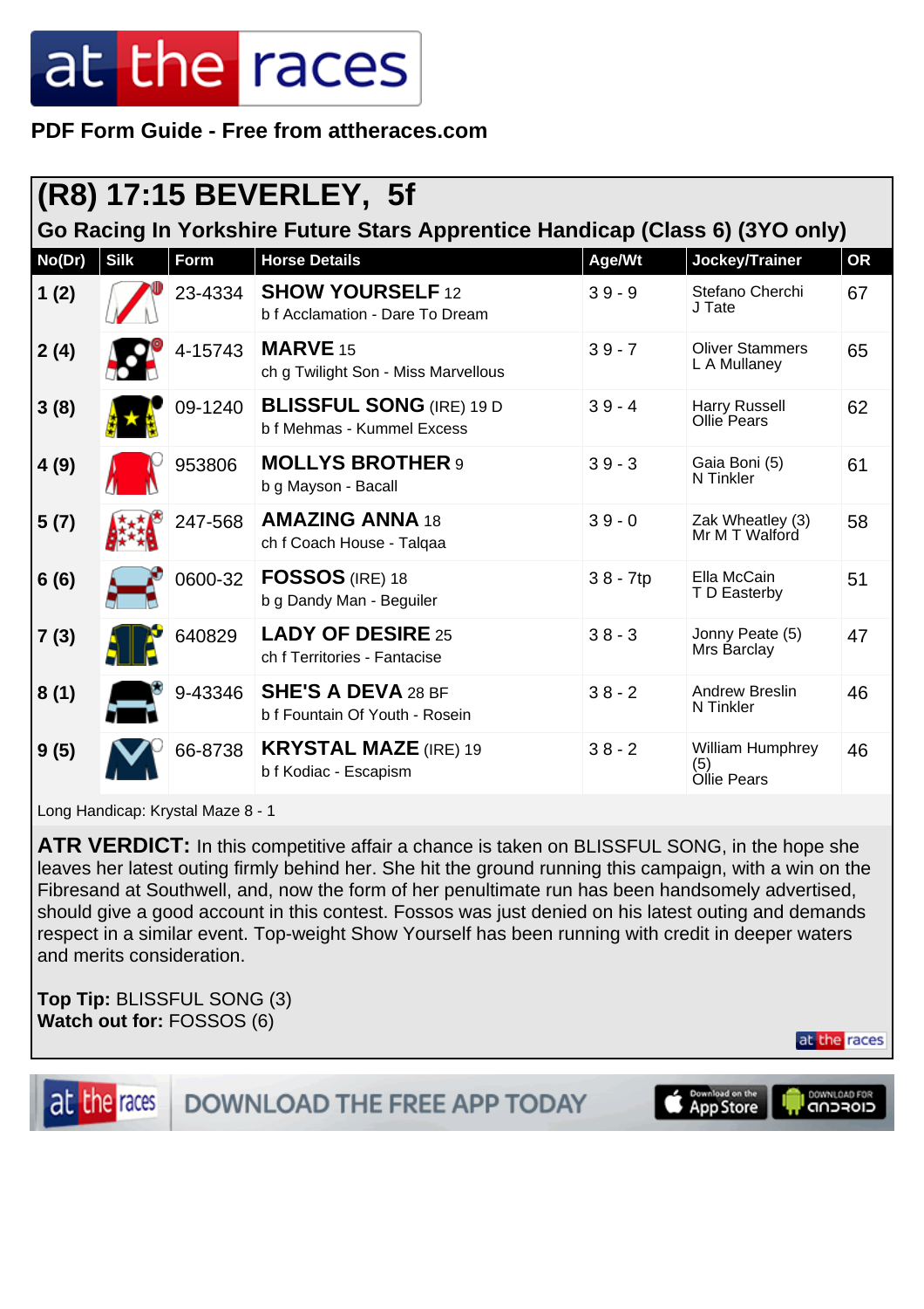PDF Form Guide - Free from attheraces.com

# (R8) 17:15 BEVERLEY, 5f

## Go Racing In Yorkshire Future Stars Apprentice Handicap (Class 6) (3YO only)

| No(Dr) | Silk | Form | Horse Details | Age/Wt | Jockey/Trainer | OR |
|---|---|---|---|---|---|---|
| 1 (2) | | 23-4334 | **SHOW YOURSELF** 12<br>b f Acclamation - Dare To Dream | 3 9 - 9 | Stefano Cherchi<br>J Tate | 67 |
| 2 (4) | | 4-15743 | **MARVE** 15<br>ch g Twilight Son - Miss Marvellous | 3 9 - 7 | Oliver Stammers<br>L A Mullaney | 65 |
| 3 (8) | | 09-1240 | **BLISSFUL SONG** (IRE) 19 D<br>b f Mehmas - Kummel Excess | 3 9 - 4 | Harry Russell<br>Ollie Pears | 62 |
| 4 (9) | | 953806 | **MOLLYS BROTHER** 9<br>b g Mayson - Bacall | 3 9 - 3 | Gaia Boni (5)<br>N Tinkler | 61 |
| 5 (7) | | 247-568 | **AMAZING ANNA** 18<br>ch f Coach House - Talqaa | 3 9 - 0 | Zak Wheatley (3)<br>Mr M T Walford | 58 |
| 6 (6) | | 0600-32 | **FOSSOS** (IRE) 18<br>b g Dandy Man - Beguiler | 3 8 - 7tp | Ella McCain<br>T D Easterby | 51 |
| 7 (3) | | 640829 | **LADY OF DESIRE** 25<br>ch f Territories - Fantacise | 3 8 - 3 | Jonny Peate (5)<br>Mrs Barclay | 47 |
| 8 (1) | | 9-43346 | **SHE'S A DEVA** 28 BF<br>b f Fountain Of Youth - Rosein | 3 8 - 2 | Andrew Breslin<br>N Tinkler | 46 |
| 9 (5) | | 66-8738 | **KRYSTAL MAZE** (IRE) 19<br>b f Kodiac - Escapism | 3 8 - 2 | William Humphrey (5)<br>Ollie Pears | 46 |

Long Handicap: Krystal Maze 8 - 1

**ATR VERDICT:** In this competitive affair a chance is taken on BLISSFUL SONG, in the hope she leaves her latest outing firmly behind her. She hit the ground running this campaign, with a win on the Fibresand at Southwell, and, now the form of her penultimate run has been handsomely advertised, should give a good account in this contest. Fossos was just denied on his latest outing and demands respect in a similar event. Top-weight Show Yourself has been running with credit in deeper waters and merits consideration.

**Top Tip:** BLISSFUL SONG (3)
**Watch out for:** FOSSOS (6)

DOWNLOAD THE FREE APP TODAY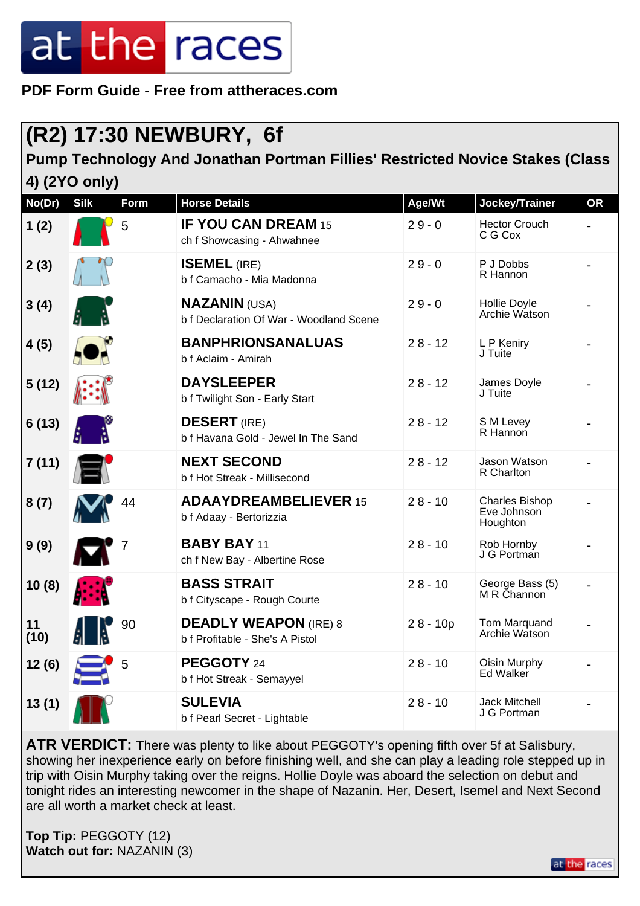**PDF Form Guide - Free from attheraces.com**

## (R2) 17:30 NEWBURY, 6f

### Pump Technology And Jonathan Portman Fillies' Restricted Novice Stakes (Class 4) (2YO only)

| No(Dr) | Silk | Form | Horse Details | Age/Wt | Jockey/Trainer | OR |
|---|---|---|---|---|---|---|
| 1 (2) | | 5 | **IF YOU CAN DREAM** 15<br>ch f Showcasing - Ahwahnee | 2 9 - 0 | Hector Crouch<br>C G Cox | - |
| 2 (3) | | | **ISEMEL** (IRE)<br>b f Camacho - Mia Madonna | 2 9 - 0 | P J Dobbs<br>R Hannon | - |
| 3 (4) | | | **NAZANIN** (USA)<br>b f Declaration Of War - Woodland Scene | 2 9 - 0 | Hollie Doyle<br>Archie Watson | - |
| 4 (5) | | | **BANPHRIONSANALUAS**<br>b f Aclaim - Amirah | 2 8 - 12 | L P Keniry<br>J Tuite | - |
| 5 (12) | | | **DAYSLEEPER**<br>b f Twilight Son - Early Start | 2 8 - 12 | James Doyle<br>J Tuite | - |
| 6 (13) | | | **DESERT** (IRE)<br>b f Havana Gold - Jewel In The Sand | 2 8 - 12 | S M Levey<br>R Hannon | - |
| 7 (11) | | | **NEXT SECOND**<br>b f Hot Streak - Millisecond | 2 8 - 12 | Jason Watson<br>R Charlton | - |
| 8 (7) | | 44 | **ADAAYDREAMBELIEVER** 15<br>b f Adaay - Bertorizzia | 2 8 - 10 | Charles Bishop<br>Eve Johnson Houghton | - |
| 9 (9) | | 7 | **BABY BAY** 11<br>ch f New Bay - Albertine Rose | 2 8 - 10 | Rob Hornby<br>J G Portman | - |
| 10 (8) | | | **BASS STRAIT**<br>b f Cityscape - Rough Courte | 2 8 - 10 | George Bass (5)<br>M R Channon | - |
| 11 (10) | | 90 | **DEADLY WEAPON** (IRE) 8<br>b f Profitable - She's A Pistol | 2 8 - 10p | Tom Marquand<br>Archie Watson | - |
| 12 (6) | | 5 | **PEGGOTY** 24<br>b f Hot Streak - Semayyel | 2 8 - 10 | Oisin Murphy<br>Ed Walker | - |
| 13 (1) | | | **SULEVIA**<br>b f Pearl Secret - Lightable | 2 8 - 10 | Jack Mitchell<br>J G Portman | - |

**ATR VERDICT:** There was plenty to like about PEGGOTY's opening fifth over 5f at Salisbury, showing her inexperience early on before finishing well, and she can play a leading role stepped up in trip with Oisin Murphy taking over the reigns. Hollie Doyle was aboard the selection on debut and tonight rides an interesting newcomer in the shape of Nazanin. Her, Desert, Isemel and Next Second are all worth a market check at least.

**Top Tip:** PEGGOTY (12)
**Watch out for:** NAZANIN (3)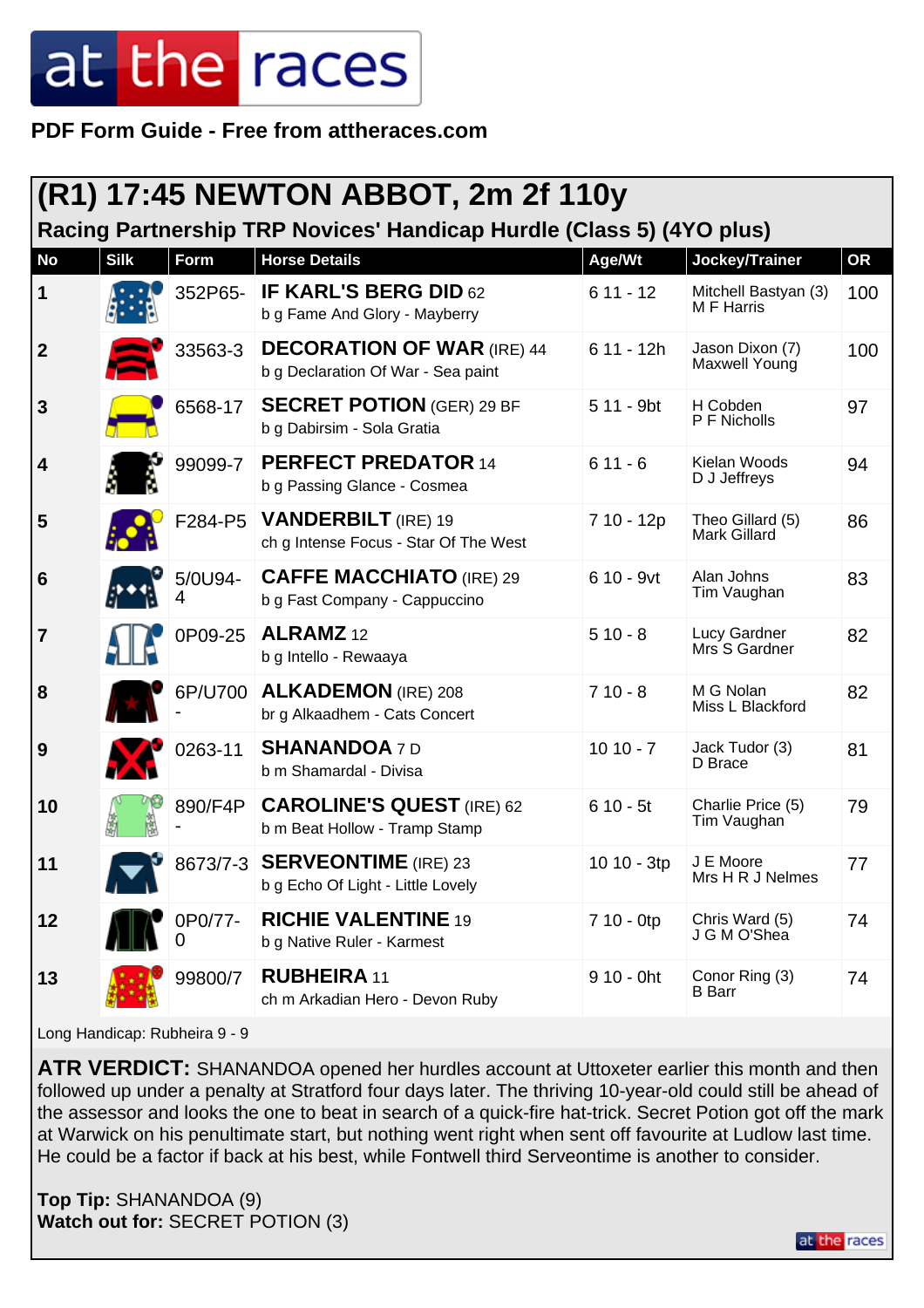# at the races

**PDF Form Guide - Free from attheraces.com**

## (R1) 17:45 NEWTON ABBOT, 2m 2f 110y

### Racing Partnership TRP Novices' Handicap Hurdle (Class 5) (4YO plus)

| No | Silk | Form | Horse Details | Age/Wt | Jockey/Trainer | OR |
|---|---|---|---|---|---|---|
| 1 | | 352P65- | **IF KARL'S BERG DID** 62<br>b g Fame And Glory - Mayberry | 6 11 - 12 | Mitchell Bastyan (3)<br>M F Harris | 100 |
| 2 | | 33563-3 | **DECORATION OF WAR** (IRE) 44<br>b g Declaration Of War - Sea paint | 6 11 - 12h | Jason Dixon (7)<br>Maxwell Young | 100 |
| 3 | | 6568-17 | **SECRET POTION** (GER) 29 BF<br>b g Dabirsim - Sola Gratia | 5 11 - 9bt | H Cobden<br>P F Nicholls | 97 |
| 4 | | 99099-7 | **PERFECT PREDATOR** 14<br>b g Passing Glance - Cosmea | 6 11 - 6 | Kielan Woods<br>D J Jeffreys | 94 |
| 5 | | F284-P5 | **VANDERBILT** (IRE) 19<br>ch g Intense Focus - Star Of The West | 7 10 - 12p | Theo Gillard (5)<br>Mark Gillard | 86 |
| 6 | | 5/0U94-4 | **CAFFE MACCHIATO** (IRE) 29<br>b g Fast Company - Cappuccino | 6 10 - 9vt | Alan Johns<br>Tim Vaughan | 83 |
| 7 | | 0P09-25 | **ALRAMZ** 12<br>b g Intello - Rewaaya | 5 10 - 8 | Lucy Gardner<br>Mrs S Gardner | 82 |
| 8 | | 6P/U700- | **ALKADEMON** (IRE) 208<br>br g Alkaadhem - Cats Concert | 7 10 - 8 | M G Nolan<br>Miss L Blackford | 82 |
| 9 | | 0263-11 | **SHANANDOA** 7 D<br>b m Shamardal - Divisa | 10 10 - 7 | Jack Tudor (3)<br>D Brace | 81 |
| 10 | | 890/F4P- | **CAROLINE'S QUEST** (IRE) 62<br>b m Beat Hollow - Tramp Stamp | 6 10 - 5t | Charlie Price (5)<br>Tim Vaughan | 79 |
| 11 | | 8673/7-3 | **SERVEONTIME** (IRE) 23<br>b g Echo Of Light - Little Lovely | 10 10 - 3tp | J E Moore<br>Mrs H R J Nelmes | 77 |
| 12 | | 0P0/77-0 | **RICHIE VALENTINE** 19<br>b g Native Ruler - Karmest | 7 10 - 0tp | Chris Ward (5)<br>J G M O'Shea | 74 |
| 13 | | 99800/7 | **RUBHEIRA** 11<br>ch m Arkadian Hero - Devon Ruby | 9 10 - 0ht | Conor Ring (3)<br>B Barr | 74 |

Long Handicap: Rubheira 9 - 9

**ATR VERDICT:** SHANANDOA opened her hurdles account at Uttoxeter earlier this month and then followed up under a penalty at Stratford four days later. The thriving 10-year-old could still be ahead of the assessor and looks the one to beat in search of a quick-fire hat-trick. Secret Potion got off the mark at Warwick on his penultimate start, but nothing went right when sent off favourite at Ludlow last time. He could be a factor if back at his best, while Fontwell third Serveontime is another to consider.

**Top Tip:** SHANANDOA (9)
**Watch out for:** SECRET POTION (3)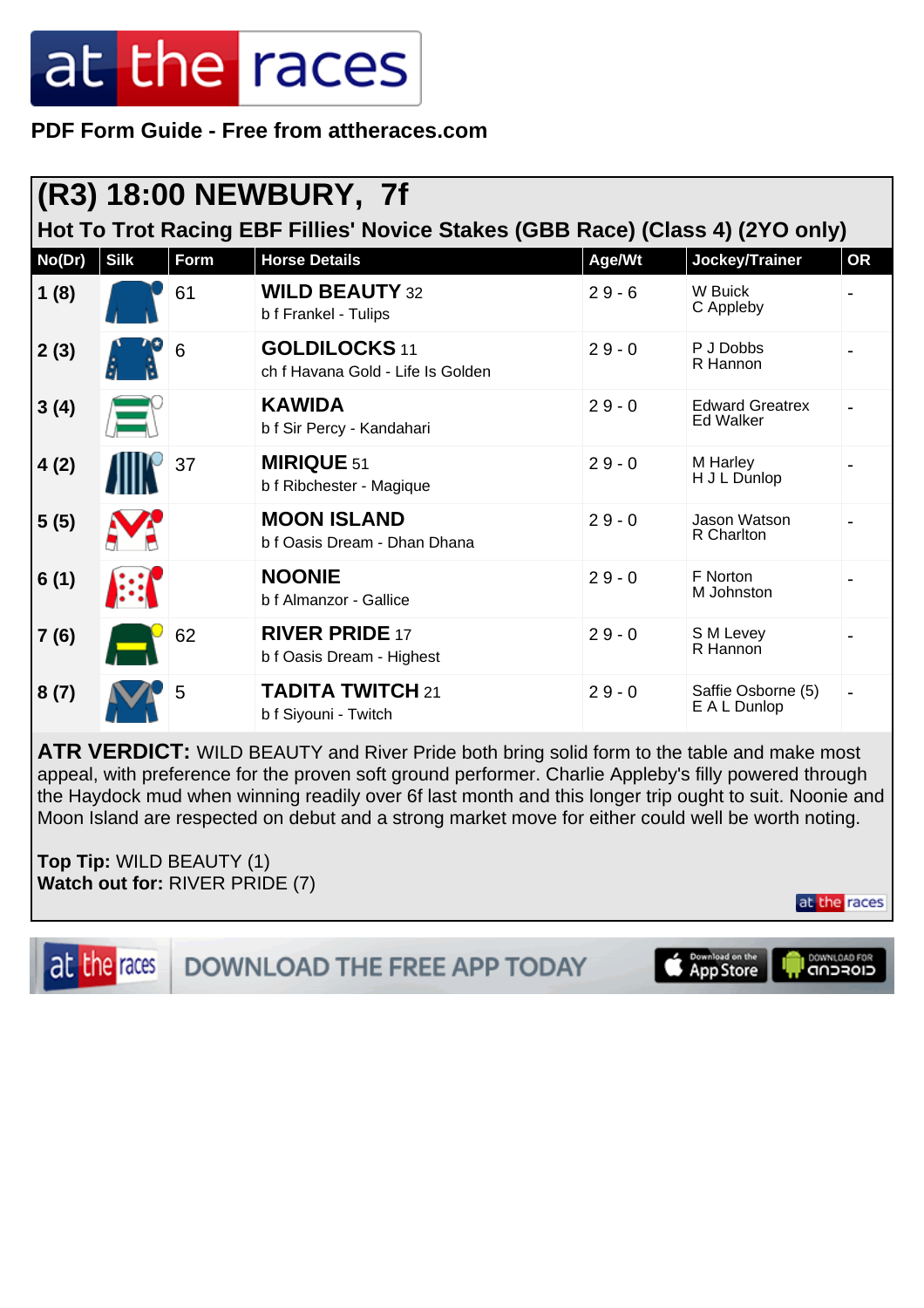PDF Form Guide - Free from attheraces.com

## (R3) 18:00 NEWBURY, 7f

### Hot To Trot Racing EBF Fillies' Novice Stakes (GBB Race) (Class 4) (2YO only)

| No(Dr) | Silk | Form | Horse Details | Age/Wt | Jockey/Trainer | OR |
|---|---|---|---|---|---|---|
| 1 (8) | | 61 | **WILD BEAUTY** 32<br>b f Frankel - Tulips | 2 9 - 6 | W Buick<br>C Appleby | - |
| 2 (3) | | 6 | **GOLDILOCKS** 11<br>ch f Havana Gold - Life Is Golden | 2 9 - 0 | P J Dobbs<br>R Hannon | - |
| 3 (4) | | | **KAWIDA**<br>b f Sir Percy - Kandahari | 2 9 - 0 | Edward Greatrex<br>Ed Walker | - |
| 4 (2) | | 37 | **MIRIQUE** 51<br>b f Ribchester - Magique | 2 9 - 0 | M Harley<br>H J L Dunlop | - |
| 5 (5) | | | **MOON ISLAND**<br>b f Oasis Dream - Dhan Dhana | 2 9 - 0 | Jason Watson<br>R Charlton | - |
| 6 (1) | | | **NOONIE**<br>b f Almanzor - Gallice | 2 9 - 0 | F Norton<br>M Johnston | - |
| 7 (6) | | 62 | **RIVER PRIDE** 17<br>b f Oasis Dream - Highest | 2 9 - 0 | S M Levey<br>R Hannon | - |
| 8 (7) | | 5 | **TADITA TWITCH** 21<br>b f Siyouni - Twitch | 2 9 - 0 | Saffie Osborne (5)<br>E A L Dunlop | - |

**ATR VERDICT:** WILD BEAUTY and River Pride both bring solid form to the table and make most appeal, with preference for the proven soft ground performer. Charlie Appleby's filly powered through the Haydock mud when winning readily over 6f last month and this longer trip ought to suit. Noonie and Moon Island are respected on debut and a strong market move for either could well be worth noting.

**Top Tip:** WILD BEAUTY (1)
**Watch out for:** RIVER PRIDE (7)

DOWNLOAD THE FREE APP TODAY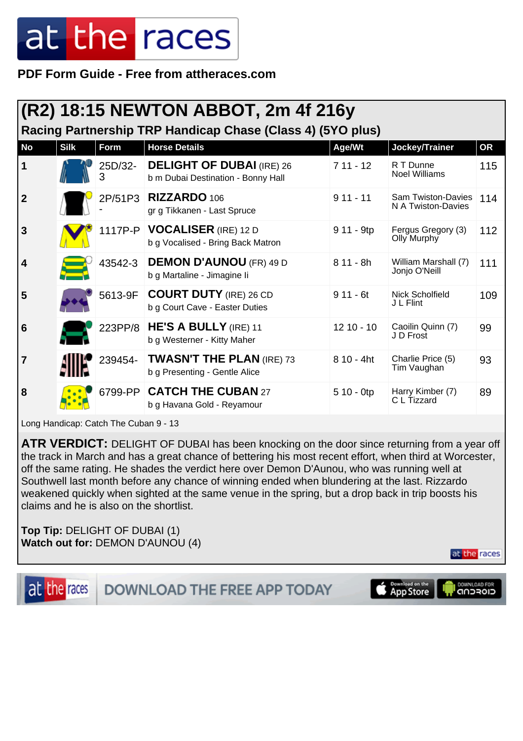PDF Form Guide - Free from attheraces.com

# (R2) 18:15 NEWTON ABBOT, 2m 4f 216y

## Racing Partnership TRP Handicap Chase (Class 4) (5YO plus)

| No | Silk | Form | Horse Details | Age/Wt | Jockey/Trainer | OR |
|---|---|---|---|---|---|---|
| 1 | | 25D/32-3 | **DELIGHT OF DUBAI** (IRE) 26<br>b m Dubai Destination - Bonny Hall | 7 11 - 12 | R T Dunne<br>Noel Williams | 115 |
| 2 | | 2P/51P3- | **RIZZARDO** 106<br>gr g Tikkanen - Last Spruce | 9 11 - 11 | Sam Twiston-Davies<br>N A Twiston-Davies | 114 |
| 3 | | 1117P-P | **VOCALISER** (IRE) 12 D<br>b g Vocalised - Bring Back Matron | 9 11 - 9tp | Fergus Gregory (3)<br>Olly Murphy | 112 |
| 4 | | 43542-3 | **DEMON D'AUNOU** (FR) 49 D<br>b g Martaline - Jimagine Ii | 8 11 - 8h | William Marshall (7)<br>Jonjo O'Neill | 111 |
| 5 | | 5613-9F | **COURT DUTY** (IRE) 26 CD<br>b g Court Cave - Easter Duties | 9 11 - 6t | Nick Scholfield<br>J L Flint | 109 |
| 6 | | 223PP/8 | **HE'S A BULLY** (IRE) 11<br>b g Westerner - Kitty Maher | 12 10 - 10 | Caoilin Quinn (7)<br>J D Frost | 99 |
| 7 | | 239454- | **TWASN'T THE PLAN** (IRE) 73<br>b g Presenting - Gentle Alice | 8 10 - 4ht | Charlie Price (5)<br>Tim Vaughan | 93 |
| 8 | | 6799-PP | **CATCH THE CUBAN** 27<br>b g Havana Gold - Reyamour | 5 10 - 0tp | Harry Kimber (7)<br>C L Tizzard | 89 |

Long Handicap: Catch The Cuban 9 - 13

**ATR VERDICT:** DELIGHT OF DUBAI has been knocking on the door since returning from a year off the track in March and has a great chance of bettering his most recent effort, when third at Worcester, off the same rating. He shades the verdict here over Demon D'Aunou, who was running well at Southwell last month before any chance of winning ended when blundering at the last. Rizzardo weakened quickly when sighted at the same venue in the spring, but a drop back in trip boosts his claims and he is also on the shortlist.

**Top Tip:** DELIGHT OF DUBAI (1)
**Watch out for:** DEMON D'AUNOU (4)

DOWNLOAD THE FREE APP TODAY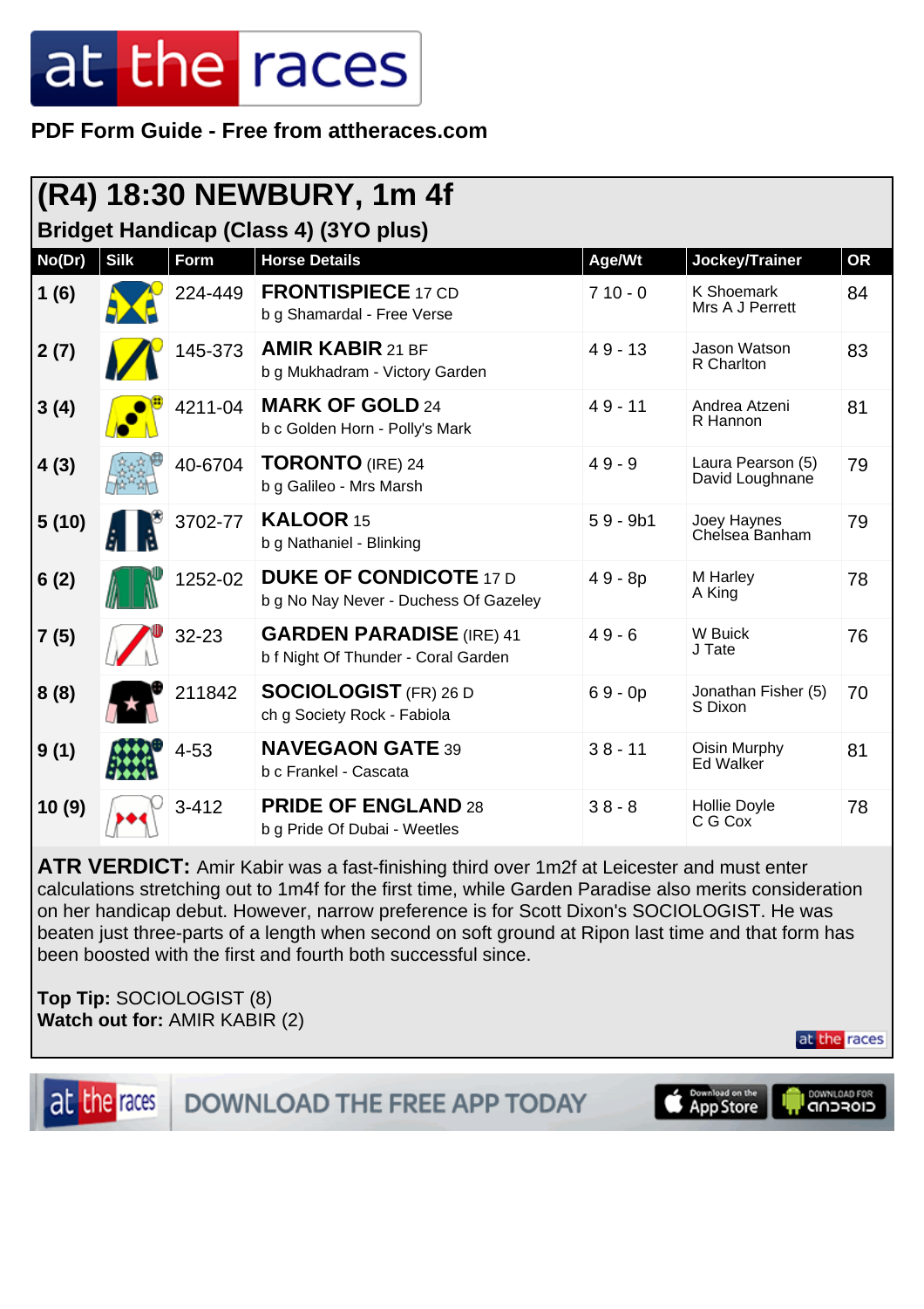PDF Form Guide - Free from attheraces.com

## (R4) 18:30 NEWBURY, 1m 4f

### Bridget Handicap (Class 4) (3YO plus)

| No(Dr) | Silk | Form | Horse Details | Age/Wt | Jockey/Trainer | OR |
|---|---|---|---|---|---|---|
| 1 (6) | | 224-449 | **FRONTISPIECE** 17 CD<br>b g Shamardal - Free Verse | 7 10 - 0 | K Shoemark<br>Mrs A J Perrett | 84 |
| 2 (7) | | 145-373 | **AMIR KABIR** 21 BF<br>b g Mukhadram - Victory Garden | 4 9 - 13 | Jason Watson<br>R Charlton | 83 |
| 3 (4) | | 4211-04 | **MARK OF GOLD** 24<br>b c Golden Horn - Polly's Mark | 4 9 - 11 | Andrea Atzeni<br>R Hannon | 81 |
| 4 (3) | | 40-6704 | **TORONTO** (IRE) 24<br>b g Galileo - Mrs Marsh | 4 9 - 9 | Laura Pearson (5)<br>David Loughnane | 79 |
| 5 (10) | | 3702-77 | **KALOOR** 15<br>b g Nathaniel - Blinking | 5 9 - 9b1 | Joey Haynes<br>Chelsea Banham | 79 |
| 6 (2) | | 1252-02 | **DUKE OF CONDICOTE** 17 D<br>b g No Nay Never - Duchess Of Gazeley | 4 9 - 8p | M Harley<br>A King | 78 |
| 7 (5) | | 32-23 | **GARDEN PARADISE** (IRE) 41<br>b f Night Of Thunder - Coral Garden | 4 9 - 6 | W Buick<br>J Tate | 76 |
| 8 (8) | | 211842 | **SOCIOLOGIST** (FR) 26 D<br>ch g Society Rock - Fabiola | 6 9 - 0p | Jonathan Fisher (5)<br>S Dixon | 70 |
| 9 (1) | | 4-53 | **NAVEGAON GATE** 39<br>b c Frankel - Cascata | 3 8 - 11 | Oisin Murphy<br>Ed Walker | 81 |
| 10 (9) | | 3-412 | **PRIDE OF ENGLAND** 28<br>b g Pride Of Dubai - Weetles | 3 8 - 8 | Hollie Doyle<br>C G Cox | 78 |

**ATR VERDICT:** Amir Kabir was a fast-finishing third over 1m2f at Leicester and must enter calculations stretching out to 1m4f for the first time, while Garden Paradise also merits consideration on her handicap debut. However, narrow preference is for Scott Dixon's SOCIOLOGIST. He was beaten just three-parts of a length when second on soft ground at Ripon last time and that form has been boosted with the first and fourth both successful since.

**Top Tip:** SOCIOLOGIST (8)
**Watch out for:** AMIR KABIR (2)

DOWNLOAD THE FREE APP TODAY